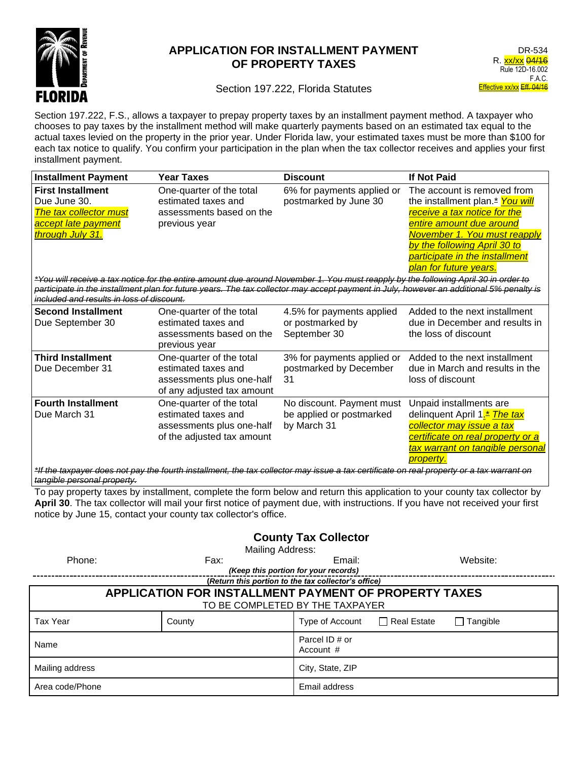# APPLICATION FOR INSTALLMENT PAYMENT OF PROPERTY TAXES

Section 197.222, Florida Statutes

DR-534
R. xx/xx ~~04/16~~
Rule 12D-16.002
F.A.C.
Effective xx/xx ~~Eff. 04/16~~

Section 197.222, F.S., allows a taxpayer to prepay property taxes by an installment payment method. A taxpayer who chooses to pay taxes by the installment method will make quarterly payments based on an estimated tax equal to the actual taxes levied on the property in the prior year. Under Florida law, your estimated taxes must be more than $100 for each tax notice to qualify. You confirm your participation in the plan when the tax collector receives and applies your first installment payment.

| Installment Payment | Year Taxes | Discount | If Not Paid |
|---|---|---|---|
| **First Installment** Due June 30. *The tax collector must accept late payment through July 31.* | One-quarter of the total estimated taxes and assessments based on the previous year | 6% for payments applied or postmarked by June 30 | The account is removed from the installment plan.~~*~~ *You will receive a tax notice for the entire amount due around November 1. You must reapply by the following April 30 to participate in the installment plan for future years.* |
| ~~*You will receive a tax notice for the entire amount due around November 1. You must reapply by the following April 30 in order to participate in the installment plan for future years. The tax collector may accept payment in July, however an additional 5% penalty is included and results in loss of discount.*~~ | | | |
| **Second Installment** Due September 30 | One-quarter of the total estimated taxes and assessments based on the previous year | 4.5% for payments applied or postmarked by September 30 | Added to the next installment due in December and results in the loss of discount |
| **Third Installment** Due December 31 | One-quarter of the total estimated taxes and assessments plus one-half of any adjusted tax amount | 3% for payments applied or postmarked by December 31 | Added to the next installment due in March and results in the loss of discount |
| **Fourth Installment** Due March 31 | One-quarter of the total estimated taxes and assessments plus one-half of the adjusted tax amount | No discount. Payment must be applied or postmarked by March 31 | Unpaid installments are delinquent April 1.~~*~~ *The tax collector may issue a tax certificate on real property or a tax warrant on tangible personal property.* |
| ~~*If the taxpayer does not pay the fourth installment, the tax collector may issue a tax certificate on real property or a tax warrant on tangible personal property.*~~ | | | |

To pay property taxes by installment, complete the form below and return this application to your county tax collector by **April 30**. The tax collector will mail your first notice of payment due, with instructions. If you have not received your first notice by June 15, contact your county tax collector's office.

## County Tax Collector

Mailing Address:

Phone: Fax: Email: Website:

***(Keep this portion for your records)***

***(Return this portion to the tax collector's office)***

## APPLICATION FOR INSTALLMENT PAYMENT OF PROPERTY TAXES

TO BE COMPLETED BY THE TAXPAYER

| Tax Year | County | Type of Account ☐ Real Estate ☐ Tangible |
|---|---|---|
| Name | | Parcel ID # or Account # |
| Mailing address | | City, State, ZIP |
| Area code/Phone | | Email address |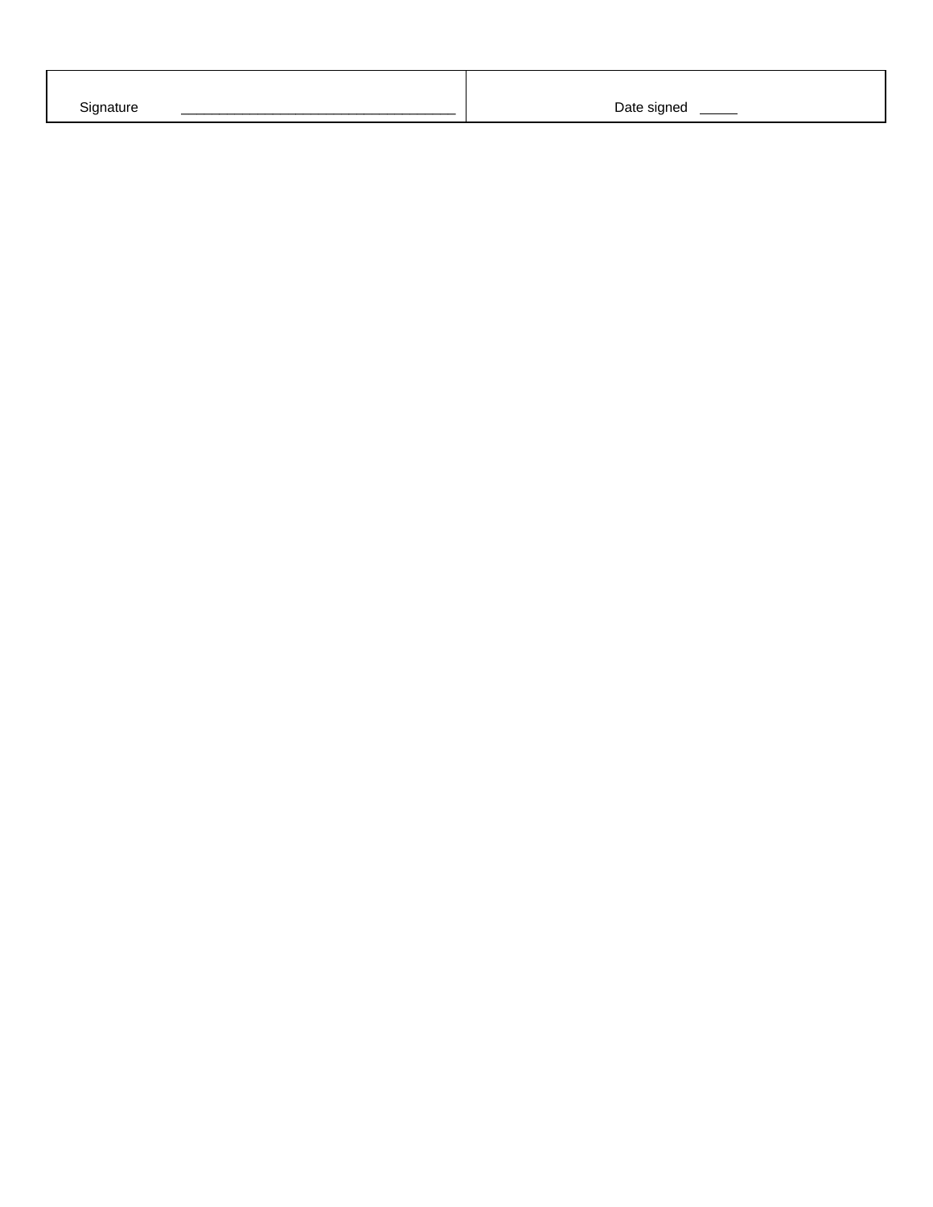| | |
|---|---|
| Signature ___________________________________ | Date signed _____ |